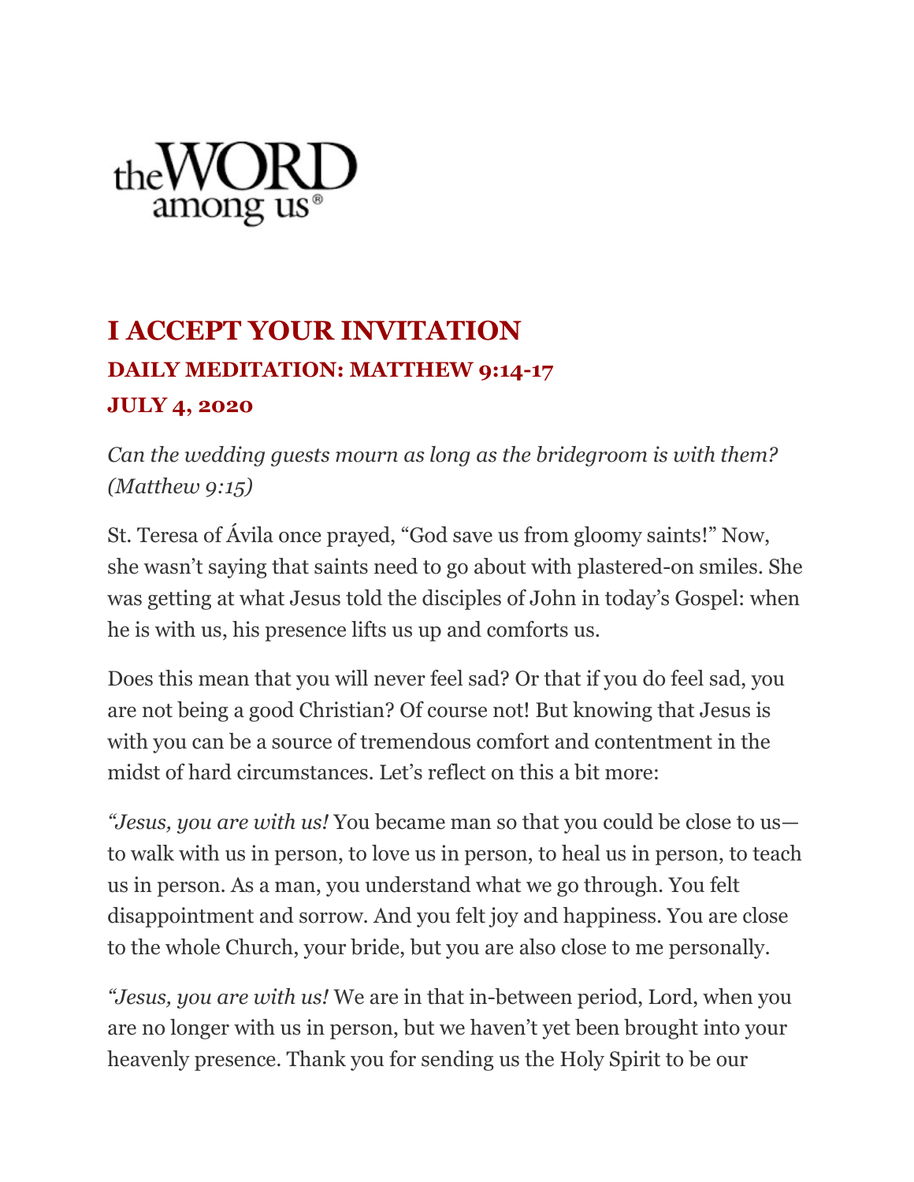the WORD among us®

# I ACCEPT YOUR INVITATION

### DAILY MEDITATION: MATTHEW 9:14-17

### JULY 4, 2020

*Can the wedding guests mourn as long as the bridegroom is with them? (Matthew 9:15)*

St. Teresa of Ávila once prayed, "God save us from gloomy saints!" Now, she wasn't saying that saints need to go about with plastered-on smiles. She was getting at what Jesus told the disciples of John in today's Gospel: when he is with us, his presence lifts us up and comforts us.

Does this mean that you will never feel sad? Or that if you do feel sad, you are not being a good Christian? Of course not! But knowing that Jesus is with you can be a source of tremendous comfort and contentment in the midst of hard circumstances. Let's reflect on this a bit more:

*"Jesus, you are with us!* You became man so that you could be close to us—to walk with us in person, to love us in person, to heal us in person, to teach us in person. As a man, you understand what we go through. You felt disappointment and sorrow. And you felt joy and happiness. You are close to the whole Church, your bride, but you are also close to me personally.

*"Jesus, you are with us!* We are in that in-between period, Lord, when you are no longer with us in person, but we haven't yet been brought into your heavenly presence. Thank you for sending us the Holy Spirit to be our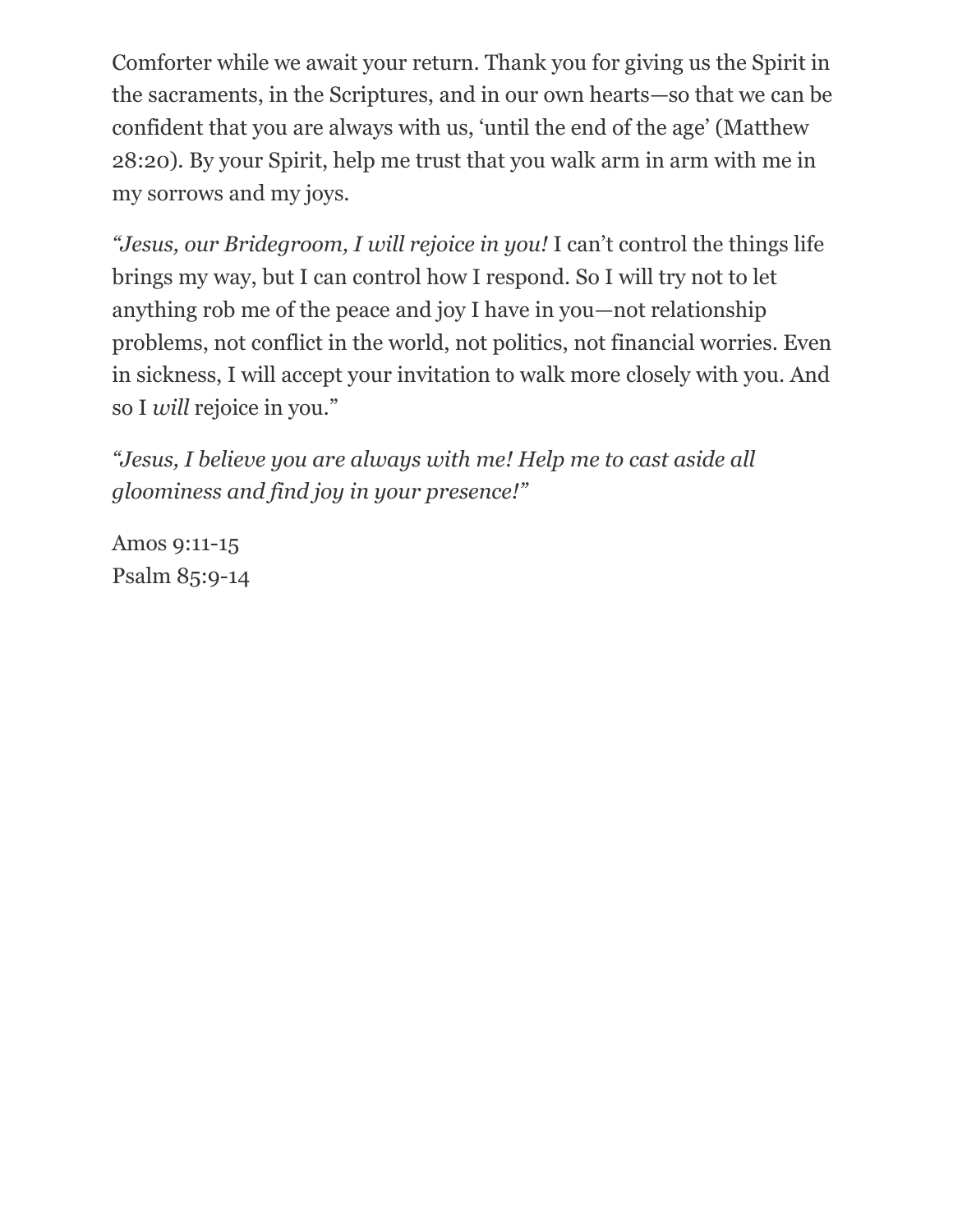Comforter while we await your return. Thank you for giving us the Spirit in the sacraments, in the Scriptures, and in our own hearts—so that we can be confident that you are always with us, 'until the end of the age' (Matthew 28:20). By your Spirit, help me trust that you walk arm in arm with me in my sorrows and my joys.

*"Jesus, our Bridegroom, I will rejoice in you!* I can't control the things life brings my way, but I can control how I respond. So I will try not to let anything rob me of the peace and joy I have in you—not relationship problems, not conflict in the world, not politics, not financial worries. Even in sickness, I will accept your invitation to walk more closely with you. And so I *will* rejoice in you."

*"Jesus, I believe you are always with me! Help me to cast aside all gloominess and find joy in your presence!"*

Amos 9:11-15
Psalm 85:9-14